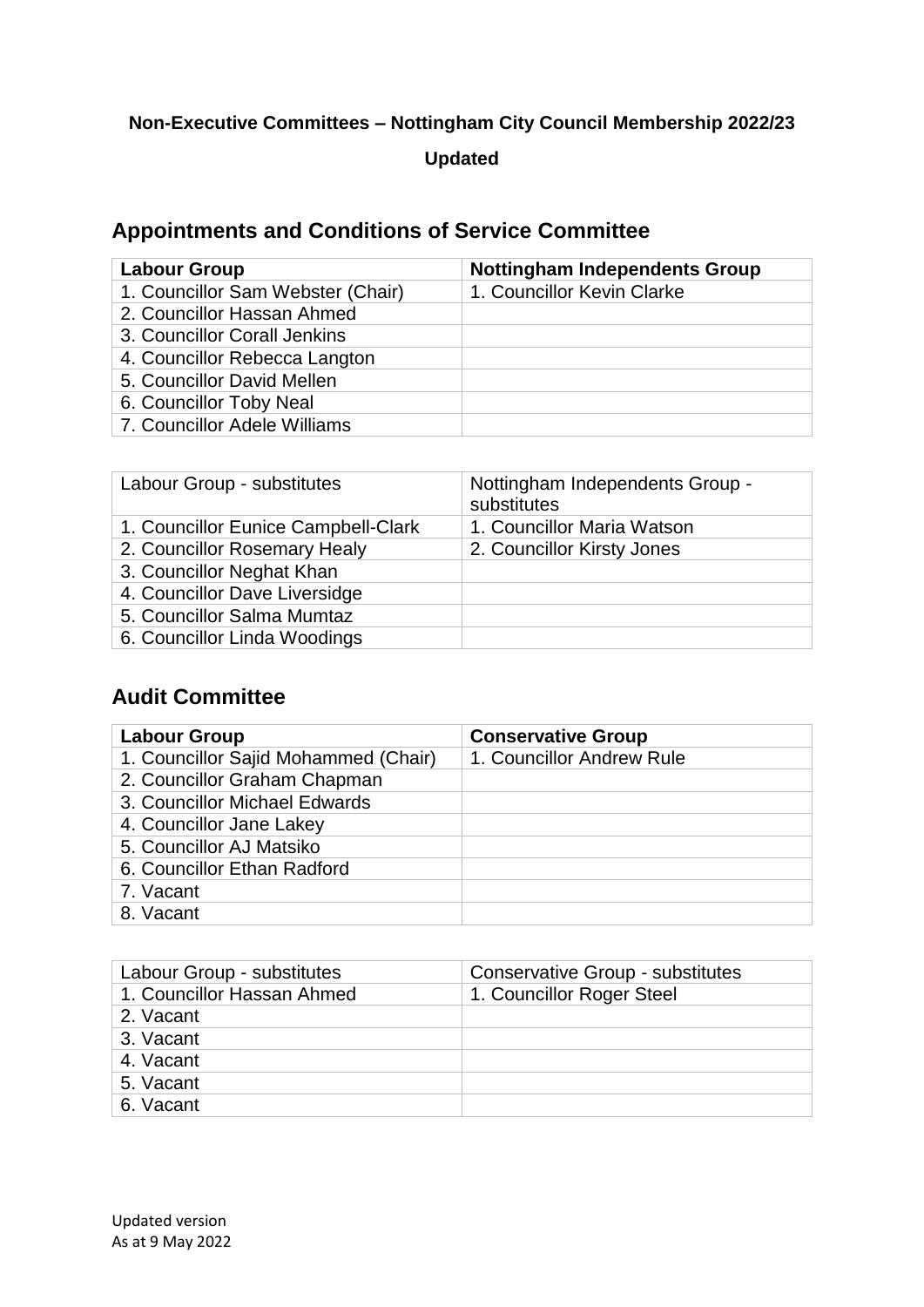**Non-Executive Committees – Nottingham City Council Membership 2022/23**

**Updated**

## Appointments and Conditions of Service Committee

| Labour Group | Nottingham Independents Group |
|---|---|
| 1. Councillor Sam Webster (Chair) | 1. Councillor Kevin Clarke |
| 2. Councillor Hassan Ahmed | |
| 3. Councillor Corall Jenkins | |
| 4. Councillor Rebecca Langton | |
| 5. Councillor David Mellen | |
| 6. Councillor Toby Neal | |
| 7. Councillor Adele Williams | |

| Labour Group - substitutes | Nottingham Independents Group - substitutes |
|---|---|
| 1. Councillor Eunice Campbell-Clark | 1. Councillor Maria Watson |
| 2. Councillor Rosemary Healy | 2. Councillor Kirsty Jones |
| 3. Councillor Neghat Khan | |
| 4. Councillor Dave Liversidge | |
| 5. Councillor Salma Mumtaz | |
| 6. Councillor Linda Woodings | |

## Audit Committee

| Labour Group | Conservative Group |
|---|---|
| 1. Councillor Sajid Mohammed (Chair) | 1. Councillor Andrew Rule |
| 2. Councillor Graham Chapman | |
| 3. Councillor Michael Edwards | |
| 4. Councillor Jane Lakey | |
| 5. Councillor AJ Matsiko | |
| 6. Councillor Ethan Radford | |
| 7. Vacant | |
| 8. Vacant | |

| Labour Group - substitutes | Conservative Group - substitutes |
|---|---|
| 1. Councillor Hassan Ahmed | 1. Councillor Roger Steel |
| 2. Vacant | |
| 3. Vacant | |
| 4. Vacant | |
| 5. Vacant | |
| 6. Vacant | |

Updated version
As at 9 May 2022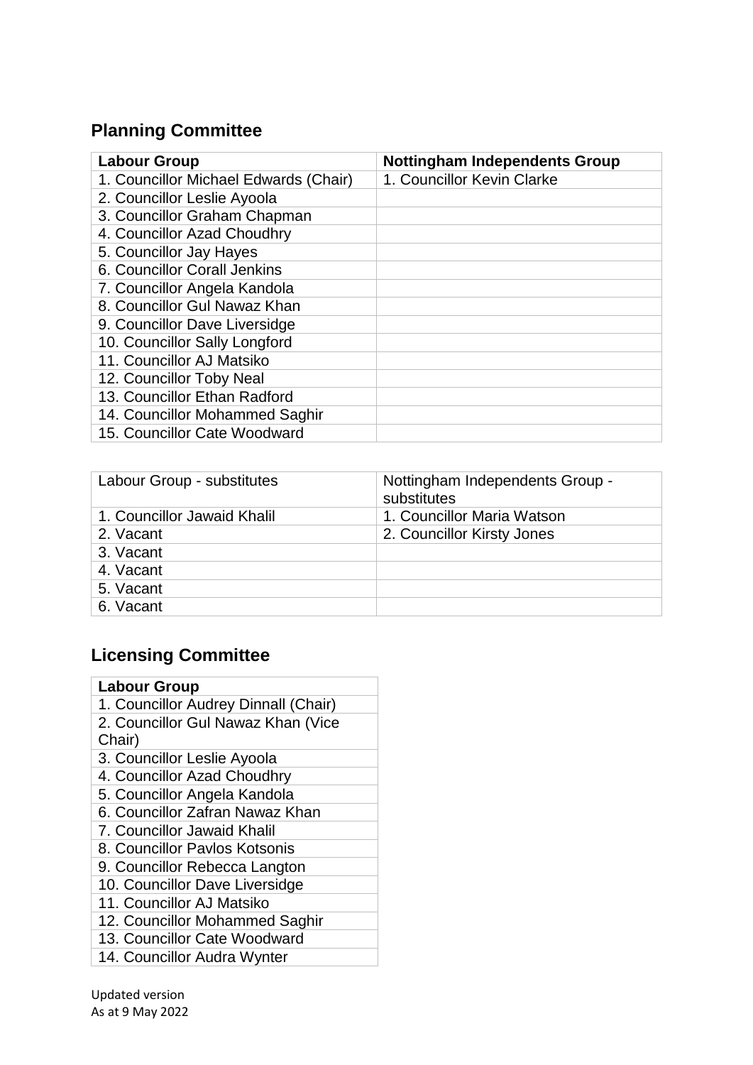## Planning Committee

| Labour Group | Nottingham Independents Group |
|---|---|
| 1. Councillor Michael Edwards (Chair) | 1. Councillor Kevin Clarke |
| 2. Councillor Leslie Ayoola | |
| 3. Councillor Graham Chapman | |
| 4. Councillor Azad Choudhry | |
| 5. Councillor Jay Hayes | |
| 6. Councillor Corall Jenkins | |
| 7. Councillor Angela Kandola | |
| 8. Councillor Gul Nawaz Khan | |
| 9. Councillor Dave Liversidge | |
| 10. Councillor Sally Longford | |
| 11. Councillor AJ Matsiko | |
| 12. Councillor Toby Neal | |
| 13. Councillor Ethan Radford | |
| 14. Councillor Mohammed Saghir | |
| 15. Councillor Cate Woodward | |

| Labour Group - substitutes | Nottingham Independents Group - substitutes |
|---|---|
| 1. Councillor Jawaid Khalil | 1. Councillor Maria Watson |
| 2. Vacant | 2. Councillor Kirsty Jones |
| 3. Vacant | |
| 4. Vacant | |
| 5. Vacant | |
| 6. Vacant | |

## Licensing Committee

| Labour Group |
|---|
| 1. Councillor Audrey Dinnall (Chair) |
| 2. Councillor Gul Nawaz Khan (Vice Chair) |
| 3. Councillor Leslie Ayoola |
| 4. Councillor Azad Choudhry |
| 5. Councillor Angela Kandola |
| 6. Councillor Zafran Nawaz Khan |
| 7. Councillor Jawaid Khalil |
| 8. Councillor Pavlos Kotsonis |
| 9. Councillor Rebecca Langton |
| 10. Councillor Dave Liversidge |
| 11. Councillor AJ Matsiko |
| 12. Councillor Mohammed Saghir |
| 13. Councillor Cate Woodward |
| 14. Councillor Audra Wynter |

Updated version
As at 9 May 2022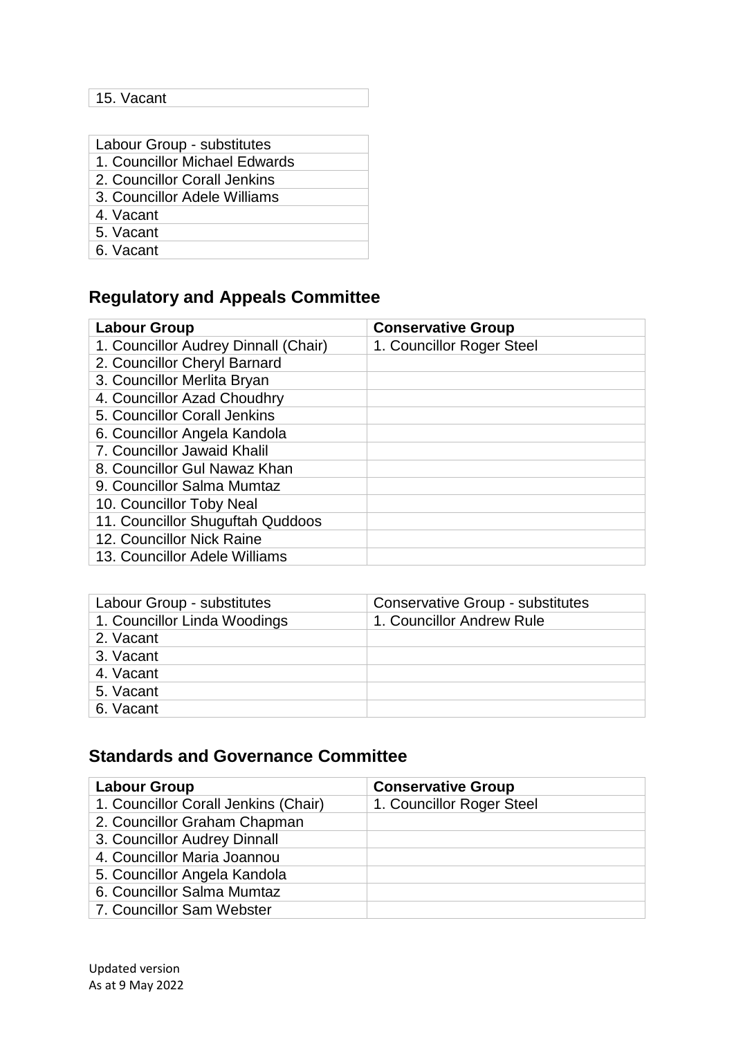| 15. Vacant |
| --- |

| Labour Group - substitutes |
| --- |
| 1. Councillor Michael Edwards |
| 2. Councillor Corall Jenkins |
| 3. Councillor Adele Williams |
| 4. Vacant |
| 5. Vacant |
| 6. Vacant |

## Regulatory and Appeals Committee

| **Labour Group** | **Conservative Group** |
| --- | --- |
| 1. Councillor Audrey Dinnall (Chair) | 1. Councillor Roger Steel |
| 2. Councillor Cheryl Barnard | |
| 3. Councillor Merlita Bryan | |
| 4. Councillor Azad Choudhry | |
| 5. Councillor Corall Jenkins | |
| 6. Councillor Angela Kandola | |
| 7. Councillor Jawaid Khalil | |
| 8. Councillor Gul Nawaz Khan | |
| 9. Councillor Salma Mumtaz | |
| 10. Councillor Toby Neal | |
| 11. Councillor Shuguftah Quddoos | |
| 12. Councillor Nick Raine | |
| 13. Councillor Adele Williams | |

| Labour Group - substitutes | Conservative Group - substitutes |
| --- | --- |
| 1. Councillor Linda Woodings | 1. Councillor Andrew Rule |
| 2. Vacant | |
| 3. Vacant | |
| 4. Vacant | |
| 5. Vacant | |
| 6. Vacant | |

## Standards and Governance Committee

| **Labour Group** | **Conservative Group** |
| --- | --- |
| 1. Councillor Corall Jenkins (Chair) | 1. Councillor Roger Steel |
| 2. Councillor Graham Chapman | |
| 3. Councillor Audrey Dinnall | |
| 4. Councillor Maria Joannou | |
| 5. Councillor Angela Kandola | |
| 6. Councillor Salma Mumtaz | |
| 7. Councillor Sam Webster | |

Updated version
As at 9 May 2022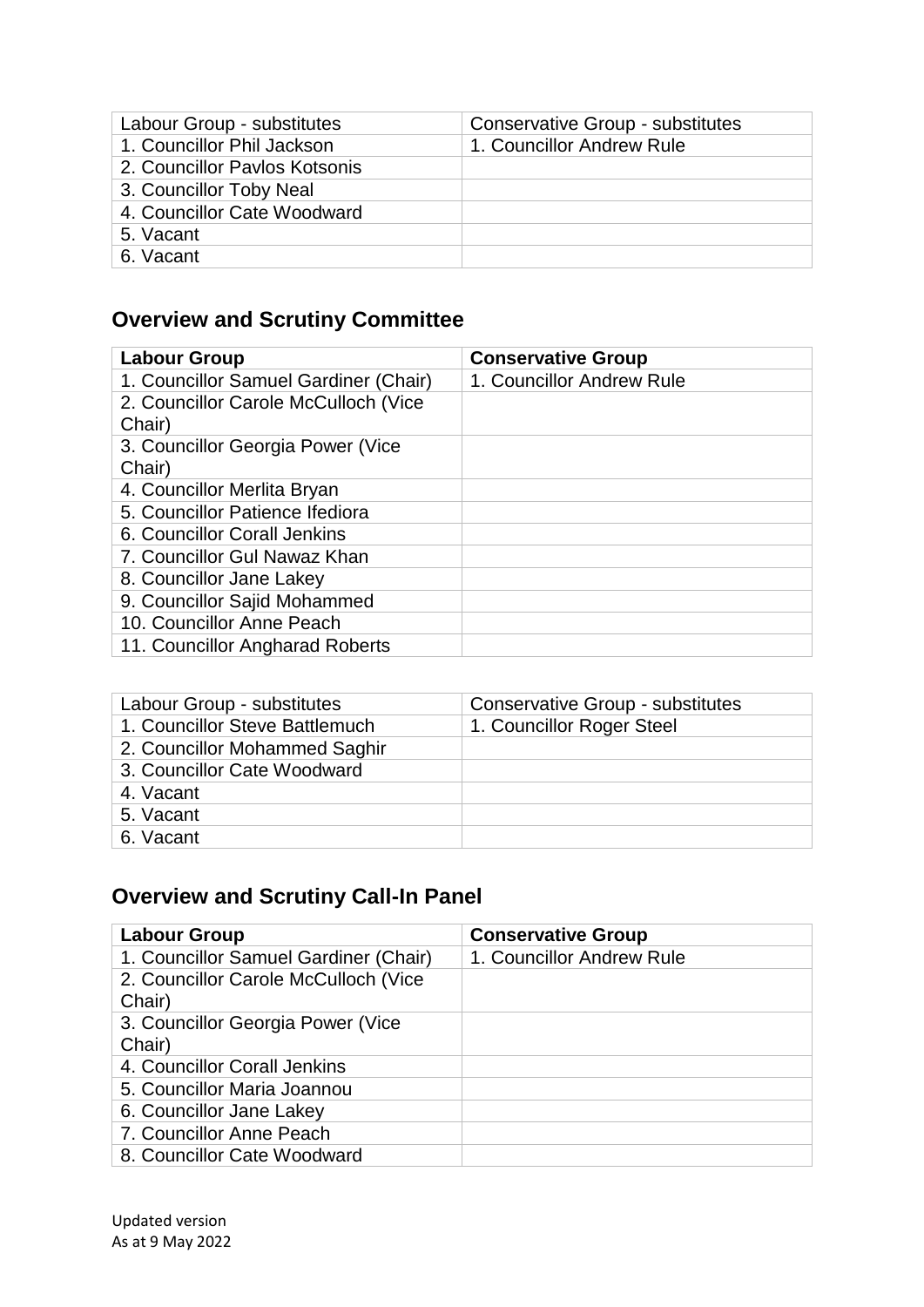| Labour Group - substitutes | Conservative Group - substitutes |
|---|---|
| 1. Councillor Phil Jackson | 1. Councillor Andrew Rule |
| 2. Councillor Pavlos Kotsonis | |
| 3. Councillor Toby Neal | |
| 4. Councillor Cate Woodward | |
| 5. Vacant | |
| 6. Vacant | |

## Overview and Scrutiny Committee

| **Labour Group** | **Conservative Group** |
|---|---|
| 1. Councillor Samuel Gardiner (Chair) | 1. Councillor Andrew Rule |
| 2. Councillor Carole McCulloch (Vice Chair) | |
| 3. Councillor Georgia Power (Vice Chair) | |
| 4. Councillor Merlita Bryan | |
| 5. Councillor Patience Ifediora | |
| 6. Councillor Corall Jenkins | |
| 7. Councillor Gul Nawaz Khan | |
| 8. Councillor Jane Lakey | |
| 9. Councillor Sajid Mohammed | |
| 10. Councillor Anne Peach | |
| 11. Councillor Angharad Roberts | |

| Labour Group - substitutes | Conservative Group - substitutes |
|---|---|
| 1. Councillor Steve Battlemuch | 1. Councillor Roger Steel |
| 2. Councillor Mohammed Saghir | |
| 3. Councillor Cate Woodward | |
| 4. Vacant | |
| 5. Vacant | |
| 6. Vacant | |

## Overview and Scrutiny Call-In Panel

| **Labour Group** | **Conservative Group** |
|---|---|
| 1. Councillor Samuel Gardiner (Chair) | 1. Councillor Andrew Rule |
| 2. Councillor Carole McCulloch (Vice Chair) | |
| 3. Councillor Georgia Power (Vice Chair) | |
| 4. Councillor Corall Jenkins | |
| 5. Councillor Maria Joannou | |
| 6. Councillor Jane Lakey | |
| 7. Councillor Anne Peach | |
| 8. Councillor Cate Woodward | |

Updated version
As at 9 May 2022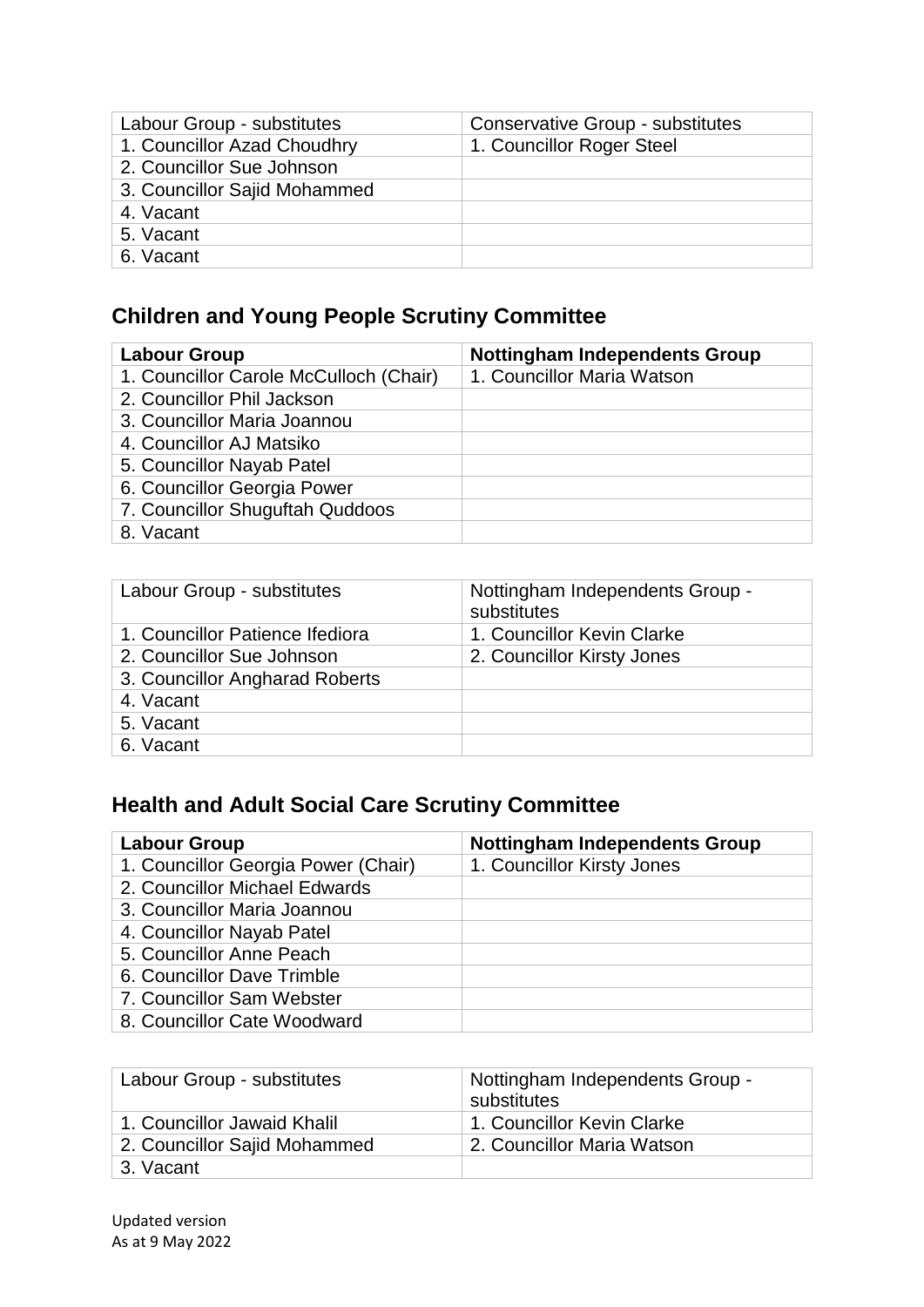| Labour Group - substitutes | Conservative Group - substitutes |
| --- | --- |
| 1. Councillor Azad Choudhry | 1. Councillor Roger Steel |
| 2. Councillor Sue Johnson | |
| 3. Councillor Sajid Mohammed | |
| 4. Vacant | |
| 5. Vacant | |
| 6. Vacant | |

## Children and Young People Scrutiny Committee

| **Labour Group** | **Nottingham Independents Group** |
| --- | --- |
| 1. Councillor Carole McCulloch (Chair) | 1. Councillor Maria Watson |
| 2. Councillor Phil Jackson | |
| 3. Councillor Maria Joannou | |
| 4. Councillor AJ Matsiko | |
| 5. Councillor Nayab Patel | |
| 6. Councillor Georgia Power | |
| 7. Councillor Shuguftah Quddoos | |
| 8. Vacant | |

| Labour Group - substitutes | Nottingham Independents Group - substitutes |
| --- | --- |
| 1. Councillor Patience Ifediora | 1. Councillor Kevin Clarke |
| 2. Councillor Sue Johnson | 2. Councillor Kirsty Jones |
| 3. Councillor Angharad Roberts | |
| 4. Vacant | |
| 5. Vacant | |
| 6. Vacant | |

## Health and Adult Social Care Scrutiny Committee

| **Labour Group** | **Nottingham Independents Group** |
| --- | --- |
| 1. Councillor Georgia Power (Chair) | 1. Councillor Kirsty Jones |
| 2. Councillor Michael Edwards | |
| 3. Councillor Maria Joannou | |
| 4. Councillor Nayab Patel | |
| 5. Councillor Anne Peach | |
| 6. Councillor Dave Trimble | |
| 7. Councillor Sam Webster | |
| 8. Councillor Cate Woodward | |

| Labour Group - substitutes | Nottingham Independents Group - substitutes |
| --- | --- |
| 1. Councillor Jawaid Khalil | 1. Councillor Kevin Clarke |
| 2. Councillor Sajid Mohammed | 2. Councillor Maria Watson |
| 3. Vacant | |

Updated version
As at 9 May 2022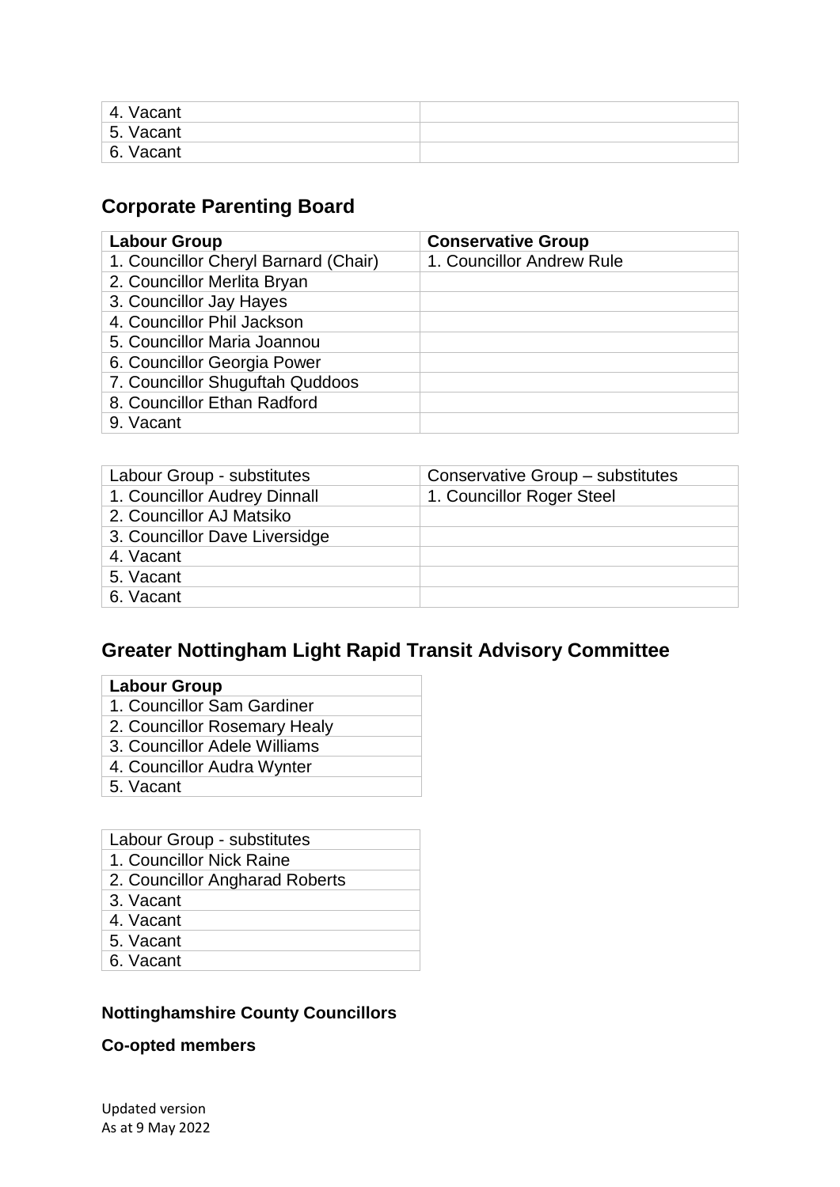| | |
|---|---|
| 4. Vacant | |
| 5. Vacant | |
| 6. Vacant | |

## Corporate Parenting Board

| Labour Group | Conservative Group |
|---|---|
| 1. Councillor Cheryl Barnard (Chair) | 1. Councillor Andrew Rule |
| 2. Councillor Merlita Bryan | |
| 3. Councillor Jay Hayes | |
| 4. Councillor Phil Jackson | |
| 5. Councillor Maria Joannou | |
| 6. Councillor Georgia Power | |
| 7. Councillor Shuguftah Quddoos | |
| 8. Councillor Ethan Radford | |
| 9. Vacant | |

| Labour Group - substitutes | Conservative Group – substitutes |
|---|---|
| 1. Councillor Audrey Dinnall | 1. Councillor Roger Steel |
| 2. Councillor AJ Matsiko | |
| 3. Councillor Dave Liversidge | |
| 4. Vacant | |
| 5. Vacant | |
| 6. Vacant | |

## Greater Nottingham Light Rapid Transit Advisory Committee

| Labour Group |
|---|
| 1. Councillor Sam Gardiner |
| 2. Councillor Rosemary Healy |
| 3. Councillor Adele Williams |
| 4. Councillor Audra Wynter |
| 5. Vacant |

| Labour Group - substitutes |
|---|
| 1. Councillor Nick Raine |
| 2. Councillor Angharad Roberts |
| 3. Vacant |
| 4. Vacant |
| 5. Vacant |
| 6. Vacant |

**Nottinghamshire County Councillors**

**Co-opted members**

Updated version
As at 9 May 2022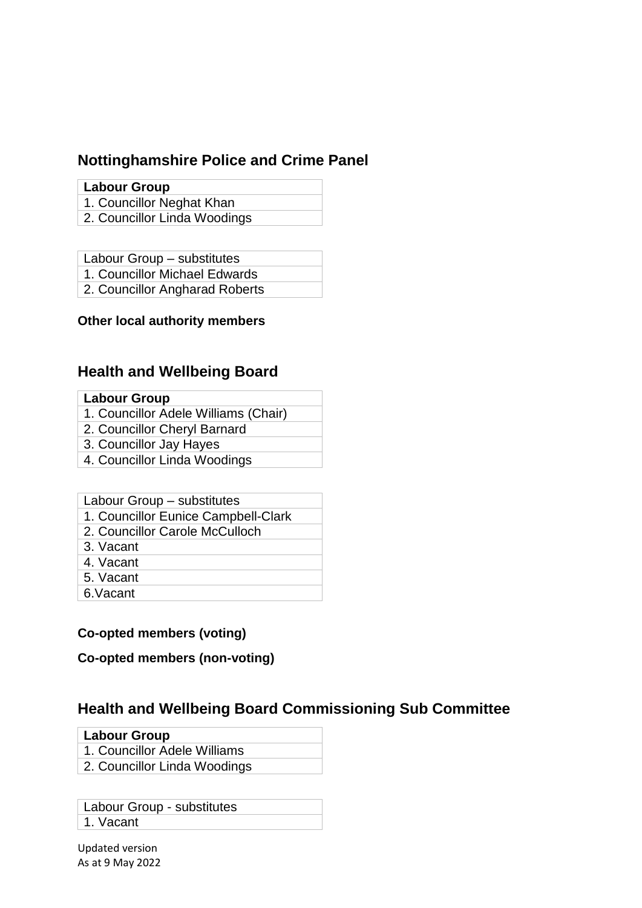## Nottinghamshire Police and Crime Panel

| **Labour Group** |
|---|
| 1. Councillor Neghat Khan |
| 2. Councillor Linda Woodings |

| Labour Group – substitutes |
|---|
| 1. Councillor Michael Edwards |
| 2. Councillor Angharad Roberts |

**Other local authority members**

## Health and Wellbeing Board

| **Labour Group** |
|---|
| 1. Councillor Adele Williams (Chair) |
| 2. Councillor Cheryl Barnard |
| 3. Councillor Jay Hayes |
| 4. Councillor Linda Woodings |

| Labour Group – substitutes |
|---|
| 1. Councillor Eunice Campbell-Clark |
| 2. Councillor Carole McCulloch |
| 3. Vacant |
| 4. Vacant |
| 5. Vacant |
| 6.Vacant |

**Co-opted members (voting)**

**Co-opted members (non-voting)**

## Health and Wellbeing Board Commissioning Sub Committee

| **Labour Group** |
|---|
| 1. Councillor Adele Williams |
| 2. Councillor Linda Woodings |

| Labour Group - substitutes |
|---|
| 1. Vacant |

Updated version
As at 9 May 2022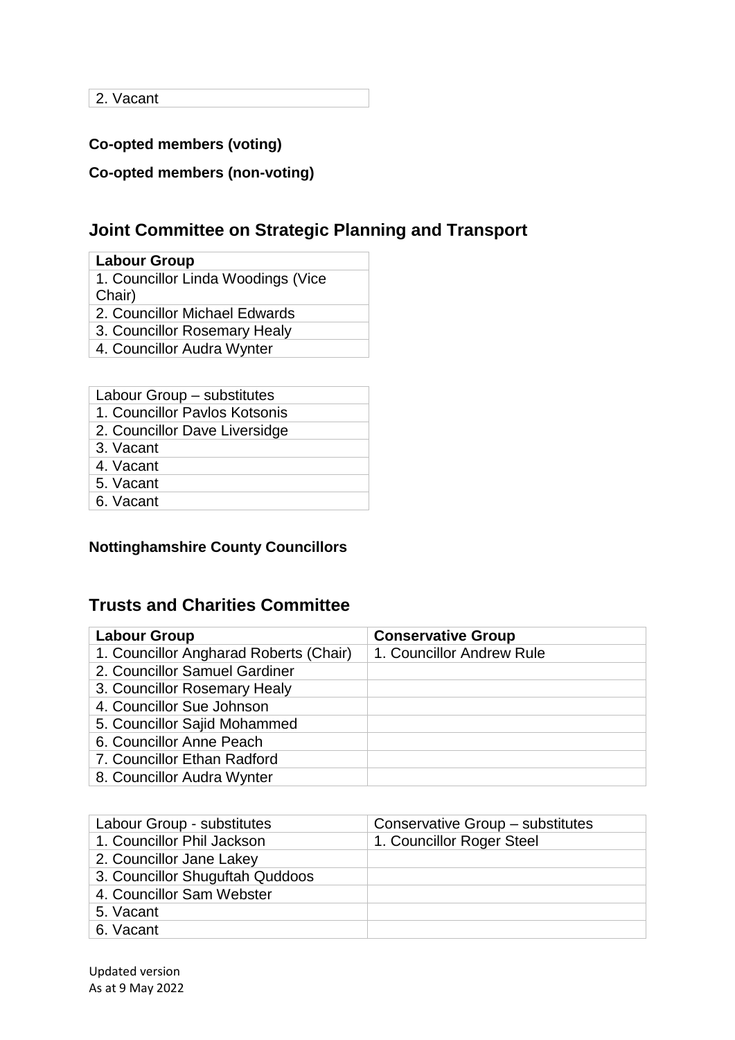| 2. Vacant |
|---|

**Co-opted members (voting)**

**Co-opted members (non-voting)**

## Joint Committee on Strategic Planning and Transport

| **Labour Group** |
|---|
| 1. Councillor Linda Woodings (Vice Chair) |
| 2. Councillor Michael Edwards |
| 3. Councillor Rosemary Healy |
| 4. Councillor Audra Wynter |

| Labour Group – substitutes |
|---|
| 1. Councillor Pavlos Kotsonis |
| 2. Councillor Dave Liversidge |
| 3. Vacant |
| 4. Vacant |
| 5. Vacant |
| 6. Vacant |

**Nottinghamshire County Councillors**

## Trusts and Charities Committee

| **Labour Group** | **Conservative Group** |
|---|---|
| 1. Councillor Angharad Roberts (Chair) | 1. Councillor Andrew Rule |
| 2. Councillor Samuel Gardiner | |
| 3. Councillor Rosemary Healy | |
| 4. Councillor Sue Johnson | |
| 5. Councillor Sajid Mohammed | |
| 6. Councillor Anne Peach | |
| 7. Councillor Ethan Radford | |
| 8. Councillor Audra Wynter | |

| Labour Group - substitutes | Conservative Group – substitutes |
|---|---|
| 1. Councillor Phil Jackson | 1. Councillor Roger Steel |
| 2. Councillor Jane Lakey | |
| 3. Councillor Shuguftah Quddoos | |
| 4. Councillor Sam Webster | |
| 5. Vacant | |
| 6. Vacant | |

Updated version
As at 9 May 2022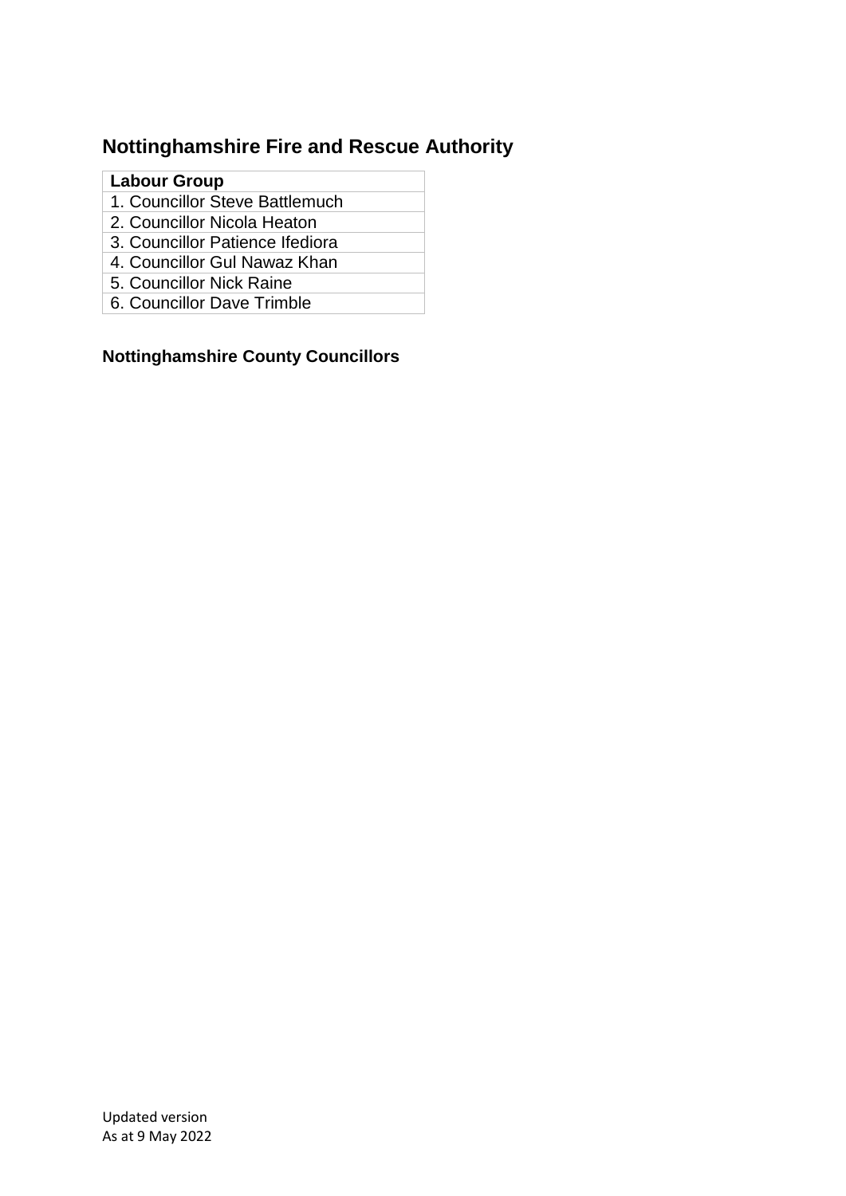## Nottinghamshire Fire and Rescue Authority

| **Labour Group** |
| --- |
| 1. Councillor Steve Battlemuch |
| 2. Councillor Nicola Heaton |
| 3. Councillor Patience Ifediora |
| 4. Councillor Gul Nawaz Khan |
| 5. Councillor Nick Raine |
| 6. Councillor Dave Trimble |

**Nottinghamshire County Councillors**

Updated version
As at 9 May 2022